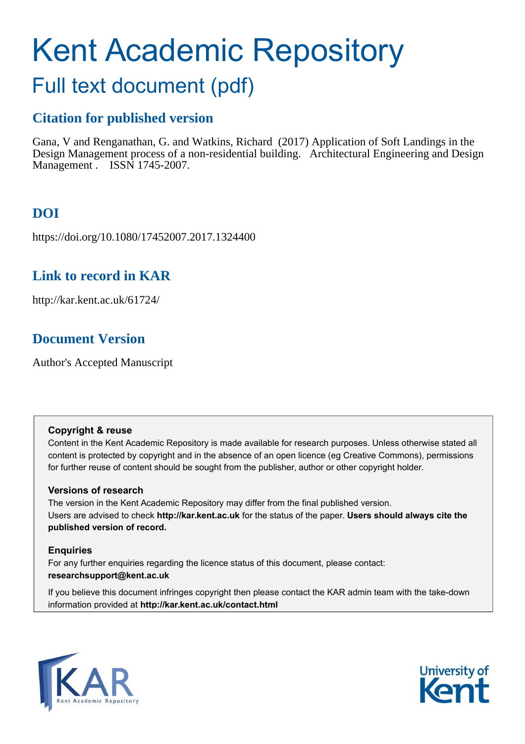# Kent Academic Repository

## Full text document (pdf)

### Citation for published version

Gana, V and Renganathan, G. and Watkins, Richard (2017) Application of Soft Landings in the Design Management process of a non-residential building. Architectural Engineering and Design Management . ISSN 1745-2007.

### DOI

https://doi.org/10.1080/17452007.2017.1324400

### Link to record in KAR

http://kar.kent.ac.uk/61724/

### Document Version

Author's Accepted Manuscript

**Copyright & reuse**

Content in the Kent Academic Repository is made available for research purposes. Unless otherwise stated all content is protected by copyright and in the absence of an open licence (eg Creative Commons), permissions for further reuse of content should be sought from the publisher, author or other copyright holder.

**Versions of research**

The version in the Kent Academic Repository may differ from the final published version.
Users are advised to check **http://kar.kent.ac.uk** for the status of the paper. **Users should always cite the published version of record.**

**Enquiries**

For any further enquiries regarding the licence status of this document, please contact:
**researchsupport@kent.ac.uk**

If you believe this document infringes copyright then please contact the KAR admin team with the take-down information provided at **http://kar.kent.ac.uk/contact.html**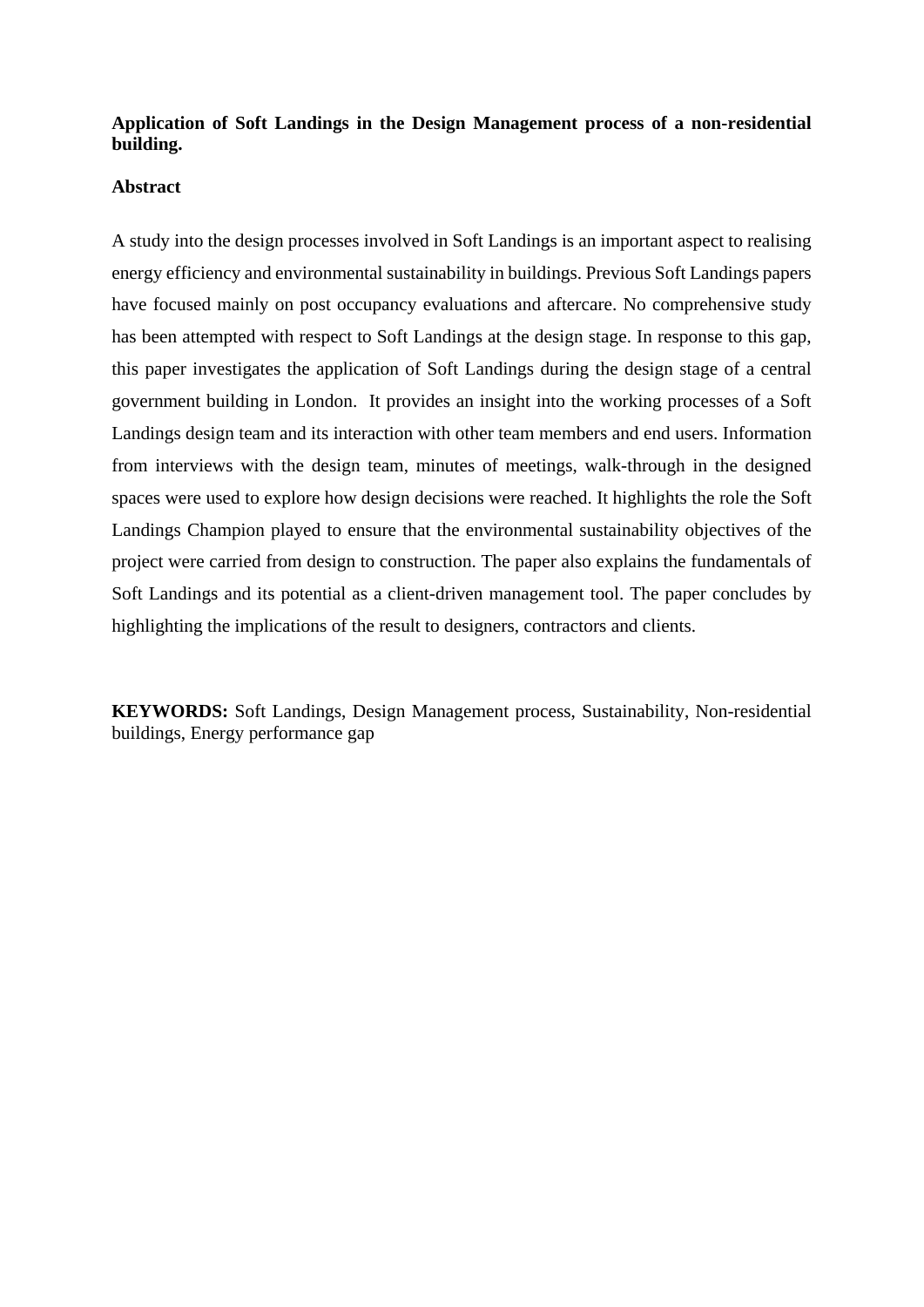**Application of Soft Landings in the Design Management process of a non-residential building.**

## Abstract

A study into the design processes involved in Soft Landings is an important aspect to realising energy efficiency and environmental sustainability in buildings. Previous Soft Landings papers have focused mainly on post occupancy evaluations and aftercare. No comprehensive study has been attempted with respect to Soft Landings at the design stage. In response to this gap, this paper investigates the application of Soft Landings during the design stage of a central government building in London. It provides an insight into the working processes of a Soft Landings design team and its interaction with other team members and end users. Information from interviews with the design team, minutes of meetings, walk-through in the designed spaces were used to explore how design decisions were reached. It highlights the role the Soft Landings Champion played to ensure that the environmental sustainability objectives of the project were carried from design to construction. The paper also explains the fundamentals of Soft Landings and its potential as a client-driven management tool. The paper concludes by highlighting the implications of the result to designers, contractors and clients.

**KEYWORDS:** Soft Landings, Design Management process, Sustainability, Non-residential buildings, Energy performance gap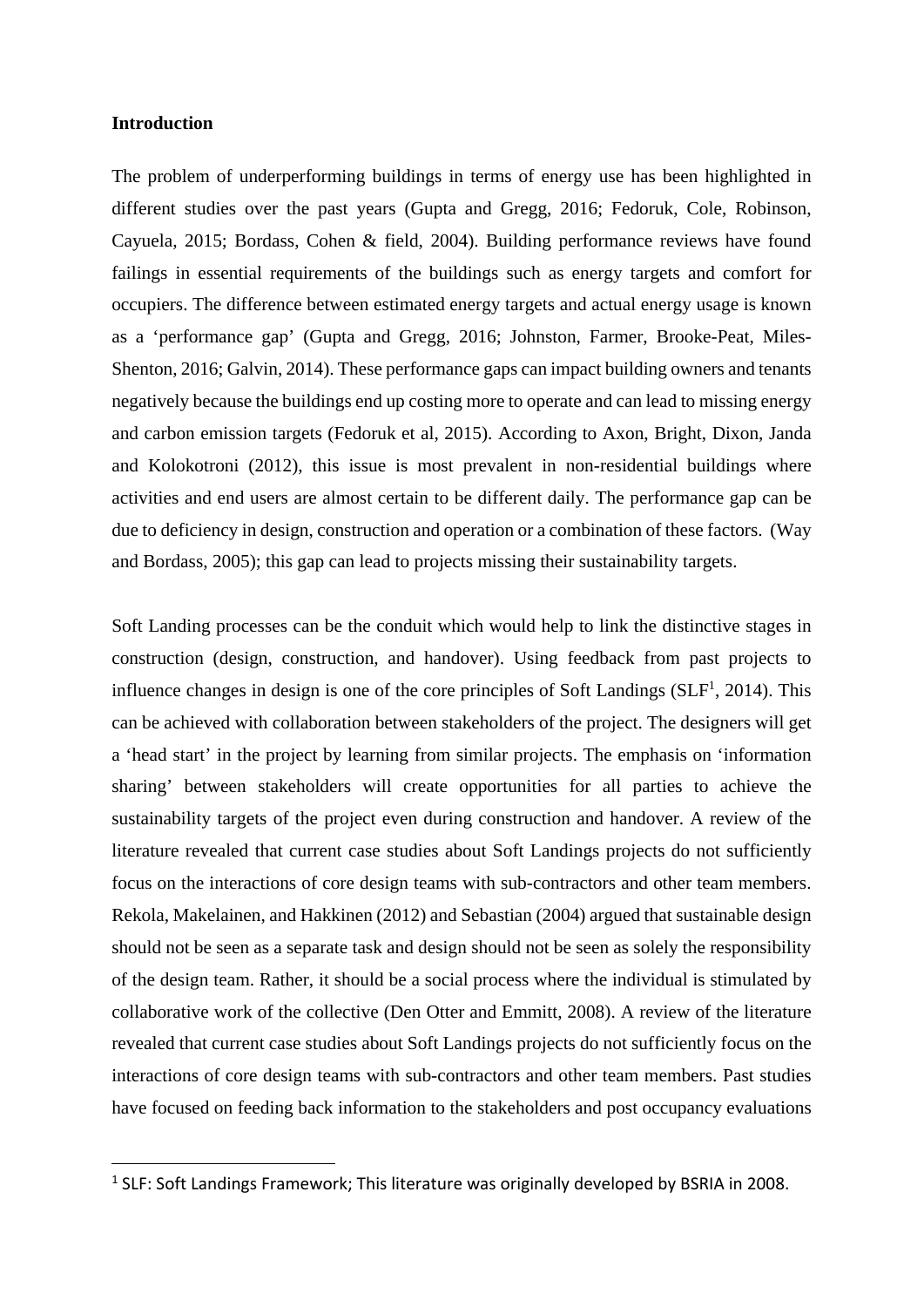**Introduction**

The problem of underperforming buildings in terms of energy use has been highlighted in different studies over the past years (Gupta and Gregg, 2016; Fedoruk, Cole, Robinson, Cayuela, 2015; Bordass, Cohen & field, 2004). Building performance reviews have found failings in essential requirements of the buildings such as energy targets and comfort for occupiers. The difference between estimated energy targets and actual energy usage is known as a 'performance gap' (Gupta and Gregg, 2016; Johnston, Farmer, Brooke-Peat, Miles-Shenton, 2016; Galvin, 2014). These performance gaps can impact building owners and tenants negatively because the buildings end up costing more to operate and can lead to missing energy and carbon emission targets (Fedoruk et al, 2015). According to Axon, Bright, Dixon, Janda and Kolokotroni (2012), this issue is most prevalent in non-residential buildings where activities and end users are almost certain to be different daily. The performance gap can be due to deficiency in design, construction and operation or a combination of these factors. (Way and Bordass, 2005); this gap can lead to projects missing their sustainability targets.

Soft Landing processes can be the conduit which would help to link the distinctive stages in construction (design, construction, and handover). Using feedback from past projects to influence changes in design is one of the core principles of Soft Landings (SLF[1], 2014). This can be achieved with collaboration between stakeholders of the project. The designers will get a 'head start' in the project by learning from similar projects. The emphasis on 'information sharing' between stakeholders will create opportunities for all parties to achieve the sustainability targets of the project even during construction and handover. A review of the literature revealed that current case studies about Soft Landings projects do not sufficiently focus on the interactions of core design teams with sub-contractors and other team members. Rekola, Makelainen, and Hakkinen (2012) and Sebastian (2004) argued that sustainable design should not be seen as a separate task and design should not be seen as solely the responsibility of the design team. Rather, it should be a social process where the individual is stimulated by collaborative work of the collective (Den Otter and Emmitt, 2008). A review of the literature revealed that current case studies about Soft Landings projects do not sufficiently focus on the interactions of core design teams with sub-contractors and other team members. Past studies have focused on feeding back information to the stakeholders and post occupancy evaluations

[1] SLF: Soft Landings Framework; This literature was originally developed by BSRIA in 2008.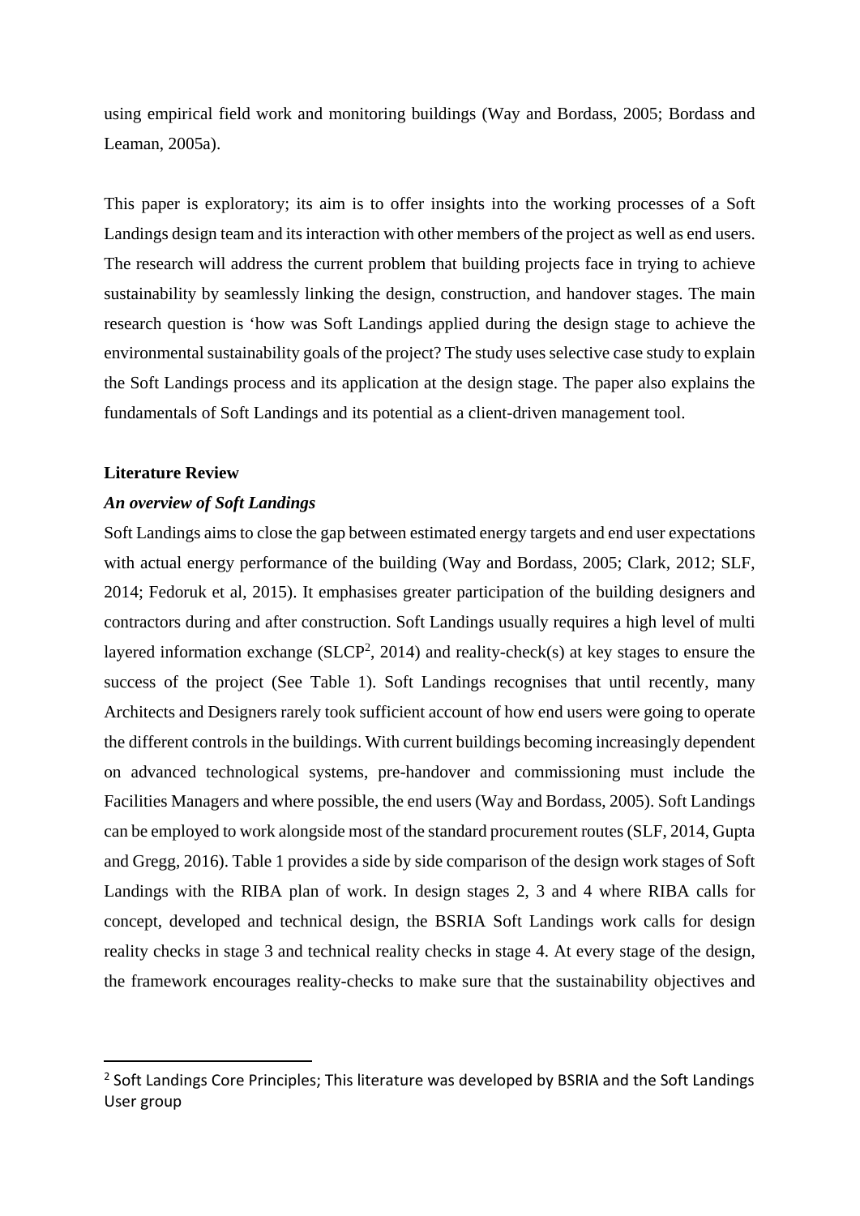using empirical field work and monitoring buildings (Way and Bordass, 2005; Bordass and Leaman, 2005a).

This paper is exploratory; its aim is to offer insights into the working processes of a Soft Landings design team and its interaction with other members of the project as well as end users. The research will address the current problem that building projects face in trying to achieve sustainability by seamlessly linking the design, construction, and handover stages. The main research question is 'how was Soft Landings applied during the design stage to achieve the environmental sustainability goals of the project? The study uses selective case study to explain the Soft Landings process and its application at the design stage. The paper also explains the fundamentals of Soft Landings and its potential as a client-driven management tool.

## Literature Review

### *An overview of Soft Landings*

Soft Landings aims to close the gap between estimated energy targets and end user expectations with actual energy performance of the building (Way and Bordass, 2005; Clark, 2012; SLF, 2014; Fedoruk et al, 2015). It emphasises greater participation of the building designers and contractors during and after construction. Soft Landings usually requires a high level of multi layered information exchange (SLCP[2], 2014) and reality-check(s) at key stages to ensure the success of the project (See Table 1). Soft Landings recognises that until recently, many Architects and Designers rarely took sufficient account of how end users were going to operate the different controls in the buildings. With current buildings becoming increasingly dependent on advanced technological systems, pre-handover and commissioning must include the Facilities Managers and where possible, the end users (Way and Bordass, 2005). Soft Landings can be employed to work alongside most of the standard procurement routes (SLF, 2014, Gupta and Gregg, 2016). Table 1 provides a side by side comparison of the design work stages of Soft Landings with the RIBA plan of work. In design stages 2, 3 and 4 where RIBA calls for concept, developed and technical design, the BSRIA Soft Landings work calls for design reality checks in stage 3 and technical reality checks in stage 4. At every stage of the design, the framework encourages reality-checks to make sure that the sustainability objectives and

---

[2] Soft Landings Core Principles; This literature was developed by BSRIA and the Soft Landings User group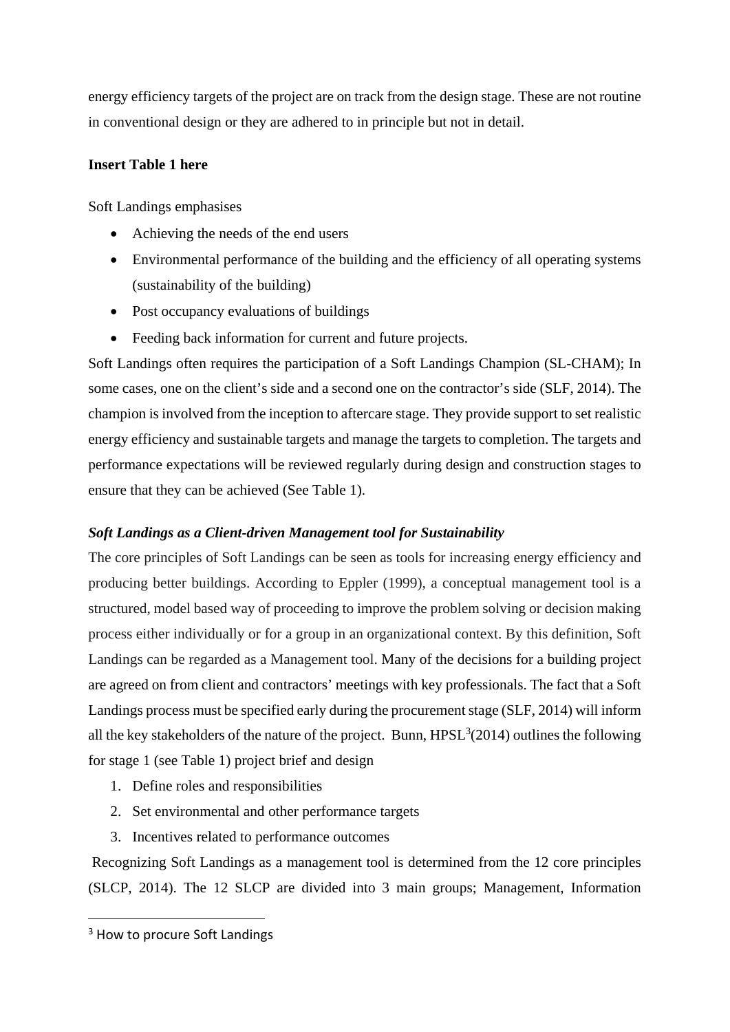energy efficiency targets of the project are on track from the design stage. These are not routine in conventional design or they are adhered to in principle but not in detail.

**Insert Table 1 here**

Soft Landings emphasises

- Achieving the needs of the end users
- Environmental performance of the building and the efficiency of all operating systems (sustainability of the building)
- Post occupancy evaluations of buildings
- Feeding back information for current and future projects.

Soft Landings often requires the participation of a Soft Landings Champion (SL-CHAM); In some cases, one on the client's side and a second one on the contractor's side (SLF, 2014). The champion is involved from the inception to aftercare stage. They provide support to set realistic energy efficiency and sustainable targets and manage the targets to completion. The targets and performance expectations will be reviewed regularly during design and construction stages to ensure that they can be achieved (See Table 1).

***Soft Landings as a Client-driven Management tool for Sustainability***

The core principles of Soft Landings can be seen as tools for increasing energy efficiency and producing better buildings. According to Eppler (1999), a conceptual management tool is a structured, model based way of proceeding to improve the problem solving or decision making process either individually or for a group in an organizational context. By this definition, Soft Landings can be regarded as a Management tool. Many of the decisions for a building project are agreed on from client and contractors' meetings with key professionals. The fact that a Soft Landings process must be specified early during the procurement stage (SLF, 2014) will inform all the key stakeholders of the nature of the project. Bunn, HPSL[3](2014) outlines the following for stage 1 (see Table 1) project brief and design

1. Define roles and responsibilities
2. Set environmental and other performance targets
3. Incentives related to performance outcomes

Recognizing Soft Landings as a management tool is determined from the 12 core principles (SLCP, 2014). The 12 SLCP are divided into 3 main groups; Management, Information

[3] How to procure Soft Landings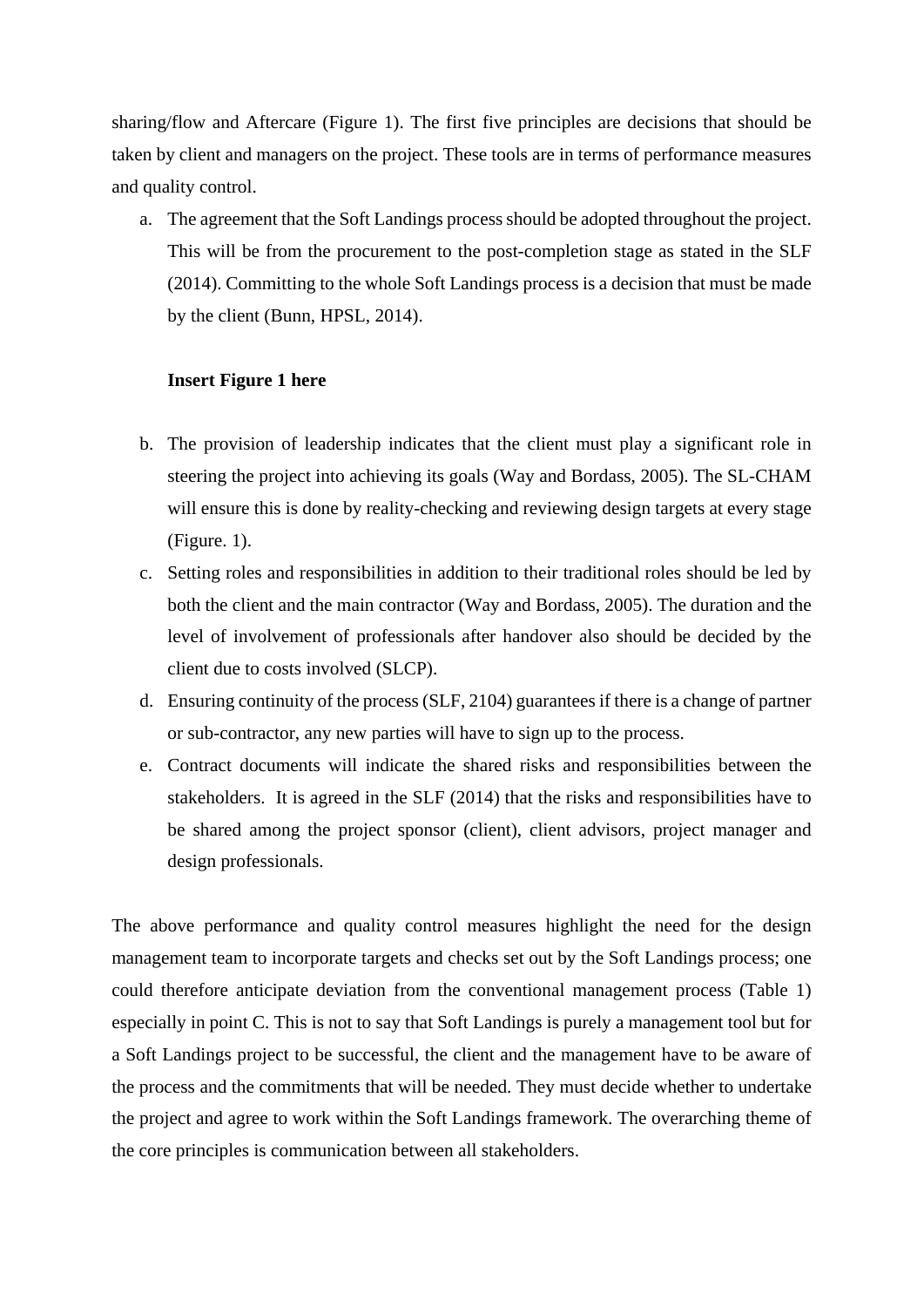sharing/flow and Aftercare (Figure 1). The first five principles are decisions that should be taken by client and managers on the project. These tools are in terms of performance measures and quality control.

a. The agreement that the Soft Landings process should be adopted throughout the project. This will be from the procurement to the post-completion stage as stated in the SLF (2014). Committing to the whole Soft Landings process is a decision that must be made by the client (Bunn, HPSL, 2014).

   **Insert Figure 1 here**

b. The provision of leadership indicates that the client must play a significant role in steering the project into achieving its goals (Way and Bordass, 2005). The SL-CHAM will ensure this is done by reality-checking and reviewing design targets at every stage (Figure. 1).
c. Setting roles and responsibilities in addition to their traditional roles should be led by both the client and the main contractor (Way and Bordass, 2005). The duration and the level of involvement of professionals after handover also should be decided by the client due to costs involved (SLCP).
d. Ensuring continuity of the process (SLF, 2104) guarantees if there is a change of partner or sub-contractor, any new parties will have to sign up to the process.
e. Contract documents will indicate the shared risks and responsibilities between the stakeholders. It is agreed in the SLF (2014) that the risks and responsibilities have to be shared among the project sponsor (client), client advisors, project manager and design professionals.

The above performance and quality control measures highlight the need for the design management team to incorporate targets and checks set out by the Soft Landings process; one could therefore anticipate deviation from the conventional management process (Table 1) especially in point C. This is not to say that Soft Landings is purely a management tool but for a Soft Landings project to be successful, the client and the management have to be aware of the process and the commitments that will be needed. They must decide whether to undertake the project and agree to work within the Soft Landings framework. The overarching theme of the core principles is communication between all stakeholders.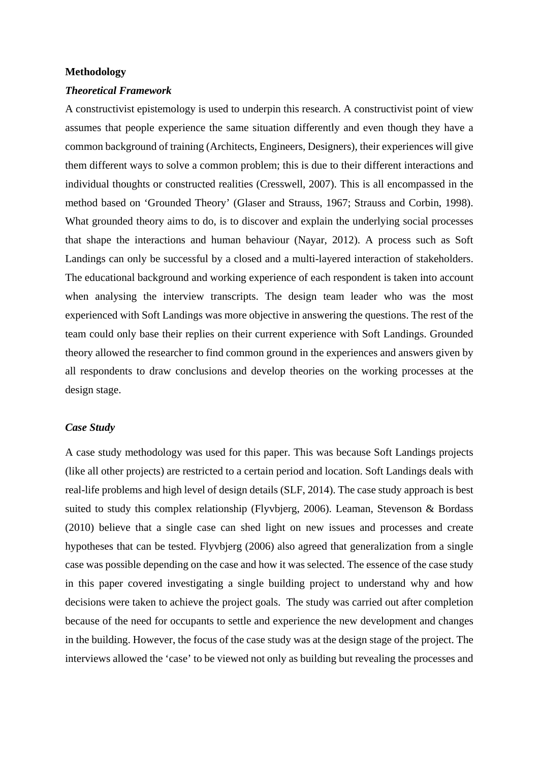**Methodology**

***Theoretical Framework***

A constructivist epistemology is used to underpin this research. A constructivist point of view assumes that people experience the same situation differently and even though they have a common background of training (Architects, Engineers, Designers), their experiences will give them different ways to solve a common problem; this is due to their different interactions and individual thoughts or constructed realities (Cresswell, 2007). This is all encompassed in the method based on 'Grounded Theory' (Glaser and Strauss, 1967; Strauss and Corbin, 1998). What grounded theory aims to do, is to discover and explain the underlying social processes that shape the interactions and human behaviour (Nayar, 2012). A process such as Soft Landings can only be successful by a closed and a multi-layered interaction of stakeholders. The educational background and working experience of each respondent is taken into account when analysing the interview transcripts. The design team leader who was the most experienced with Soft Landings was more objective in answering the questions. The rest of the team could only base their replies on their current experience with Soft Landings. Grounded theory allowed the researcher to find common ground in the experiences and answers given by all respondents to draw conclusions and develop theories on the working processes at the design stage.

***Case Study***

A case study methodology was used for this paper. This was because Soft Landings projects (like all other projects) are restricted to a certain period and location. Soft Landings deals with real-life problems and high level of design details (SLF, 2014). The case study approach is best suited to study this complex relationship (Flyvbjerg, 2006). Leaman, Stevenson & Bordass (2010) believe that a single case can shed light on new issues and processes and create hypotheses that can be tested. Flyvbjerg (2006) also agreed that generalization from a single case was possible depending on the case and how it was selected. The essence of the case study in this paper covered investigating a single building project to understand why and how decisions were taken to achieve the project goals. The study was carried out after completion because of the need for occupants to settle and experience the new development and changes in the building. However, the focus of the case study was at the design stage of the project. The interviews allowed the 'case' to be viewed not only as building but revealing the processes and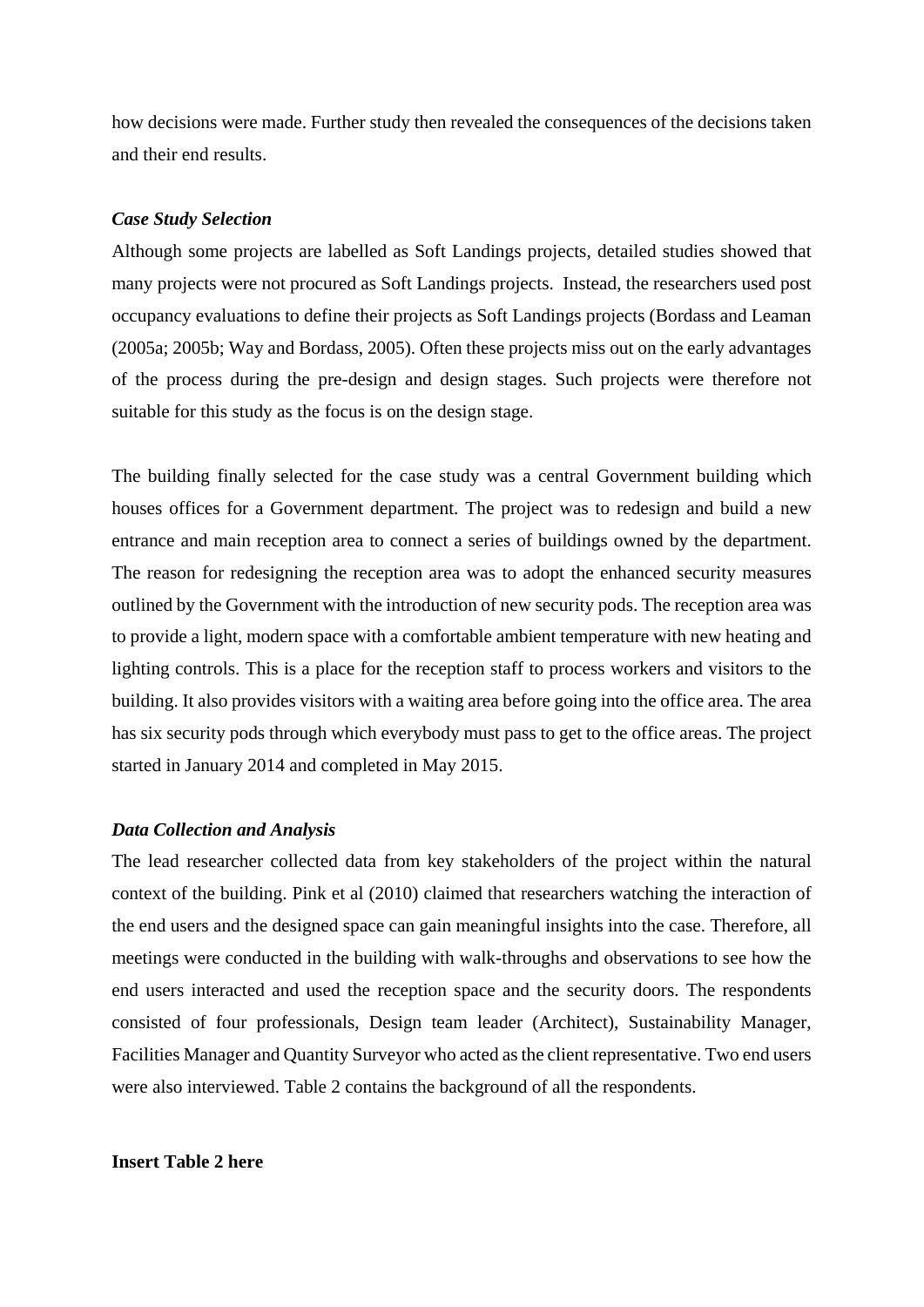how decisions were made. Further study then revealed the consequences of the decisions taken and their end results.

***Case Study Selection***

Although some projects are labelled as Soft Landings projects, detailed studies showed that many projects were not procured as Soft Landings projects. Instead, the researchers used post occupancy evaluations to define their projects as Soft Landings projects (Bordass and Leaman (2005a; 2005b; Way and Bordass, 2005). Often these projects miss out on the early advantages of the process during the pre-design and design stages. Such projects were therefore not suitable for this study as the focus is on the design stage.

The building finally selected for the case study was a central Government building which houses offices for a Government department. The project was to redesign and build a new entrance and main reception area to connect a series of buildings owned by the department. The reason for redesigning the reception area was to adopt the enhanced security measures outlined by the Government with the introduction of new security pods. The reception area was to provide a light, modern space with a comfortable ambient temperature with new heating and lighting controls. This is a place for the reception staff to process workers and visitors to the building. It also provides visitors with a waiting area before going into the office area. The area has six security pods through which everybody must pass to get to the office areas. The project started in January 2014 and completed in May 2015.

***Data Collection and Analysis***

The lead researcher collected data from key stakeholders of the project within the natural context of the building. Pink et al (2010) claimed that researchers watching the interaction of the end users and the designed space can gain meaningful insights into the case. Therefore, all meetings were conducted in the building with walk-throughs and observations to see how the end users interacted and used the reception space and the security doors. The respondents consisted of four professionals, Design team leader (Architect), Sustainability Manager, Facilities Manager and Quantity Surveyor who acted as the client representative. Two end users were also interviewed. Table 2 contains the background of all the respondents.

**Insert Table 2 here**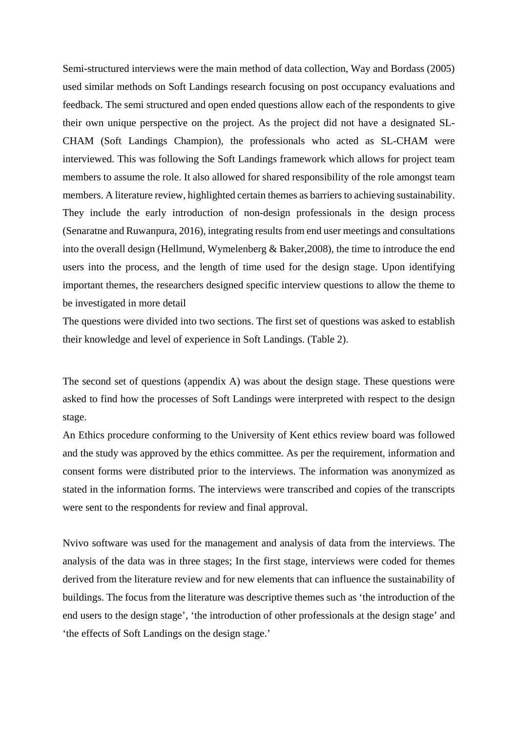Semi-structured interviews were the main method of data collection, Way and Bordass (2005) used similar methods on Soft Landings research focusing on post occupancy evaluations and feedback. The semi structured and open ended questions allow each of the respondents to give their own unique perspective on the project. As the project did not have a designated SL-CHAM (Soft Landings Champion), the professionals who acted as SL-CHAM were interviewed. This was following the Soft Landings framework which allows for project team members to assume the role. It also allowed for shared responsibility of the role amongst team members. A literature review, highlighted certain themes as barriers to achieving sustainability. They include the early introduction of non-design professionals in the design process (Senaratne and Ruwanpura, 2016), integrating results from end user meetings and consultations into the overall design (Hellmund, Wymelenberg & Baker,2008), the time to introduce the end users into the process, and the length of time used for the design stage. Upon identifying important themes, the researchers designed specific interview questions to allow the theme to be investigated in more detail

The questions were divided into two sections. The first set of questions was asked to establish their knowledge and level of experience in Soft Landings. (Table 2).

The second set of questions (appendix A) was about the design stage. These questions were asked to find how the processes of Soft Landings were interpreted with respect to the design stage.

An Ethics procedure conforming to the University of Kent ethics review board was followed and the study was approved by the ethics committee. As per the requirement, information and consent forms were distributed prior to the interviews. The information was anonymized as stated in the information forms. The interviews were transcribed and copies of the transcripts were sent to the respondents for review and final approval.

Nvivo software was used for the management and analysis of data from the interviews. The analysis of the data was in three stages; In the first stage, interviews were coded for themes derived from the literature review and for new elements that can influence the sustainability of buildings. The focus from the literature was descriptive themes such as 'the introduction of the end users to the design stage', 'the introduction of other professionals at the design stage' and 'the effects of Soft Landings on the design stage.'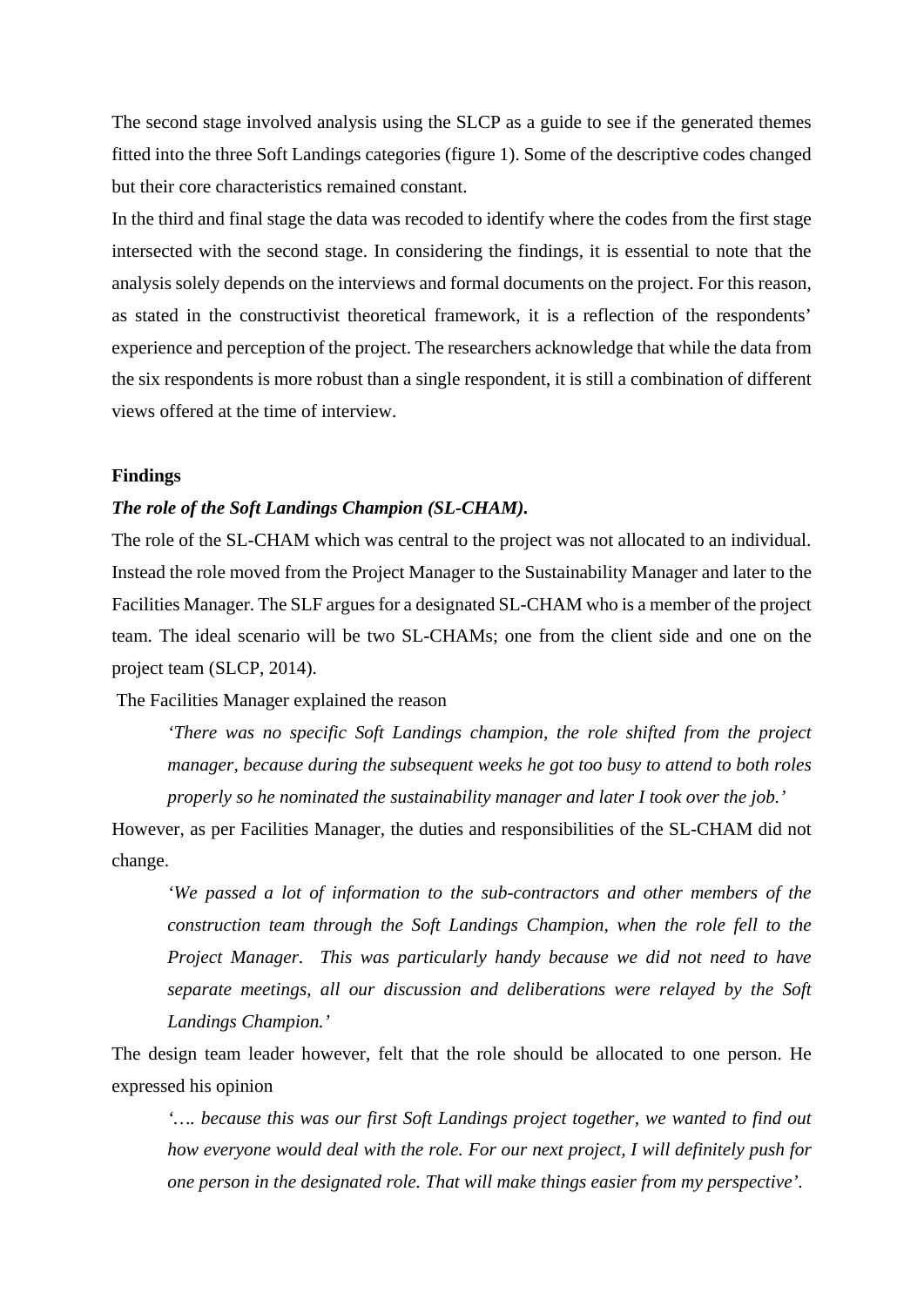The second stage involved analysis using the SLCP as a guide to see if the generated themes fitted into the three Soft Landings categories (figure 1). Some of the descriptive codes changed but their core characteristics remained constant.

In the third and final stage the data was recoded to identify where the codes from the first stage intersected with the second stage. In considering the findings, it is essential to note that the analysis solely depends on the interviews and formal documents on the project. For this reason, as stated in the constructivist theoretical framework, it is a reflection of the respondents' experience and perception of the project. The researchers acknowledge that while the data from the six respondents is more robust than a single respondent, it is still a combination of different views offered at the time of interview.

## Findings

### *The role of the Soft Landings Champion (SL-CHAM).*

The role of the SL-CHAM which was central to the project was not allocated to an individual. Instead the role moved from the Project Manager to the Sustainability Manager and later to the Facilities Manager. The SLF argues for a designated SL-CHAM who is a member of the project team. The ideal scenario will be two SL-CHAMs; one from the client side and one on the project team (SLCP, 2014).

The Facilities Manager explained the reason

> *'There was no specific Soft Landings champion, the role shifted from the project manager, because during the subsequent weeks he got too busy to attend to both roles properly so he nominated the sustainability manager and later I took over the job.'*

However, as per Facilities Manager, the duties and responsibilities of the SL-CHAM did not change.

> *'We passed a lot of information to the sub-contractors and other members of the construction team through the Soft Landings Champion, when the role fell to the Project Manager. This was particularly handy because we did not need to have separate meetings, all our discussion and deliberations were relayed by the Soft Landings Champion.'*

The design team leader however, felt that the role should be allocated to one person. He expressed his opinion

> *'…. because this was our first Soft Landings project together, we wanted to find out how everyone would deal with the role. For our next project, I will definitely push for one person in the designated role. That will make things easier from my perspective'.*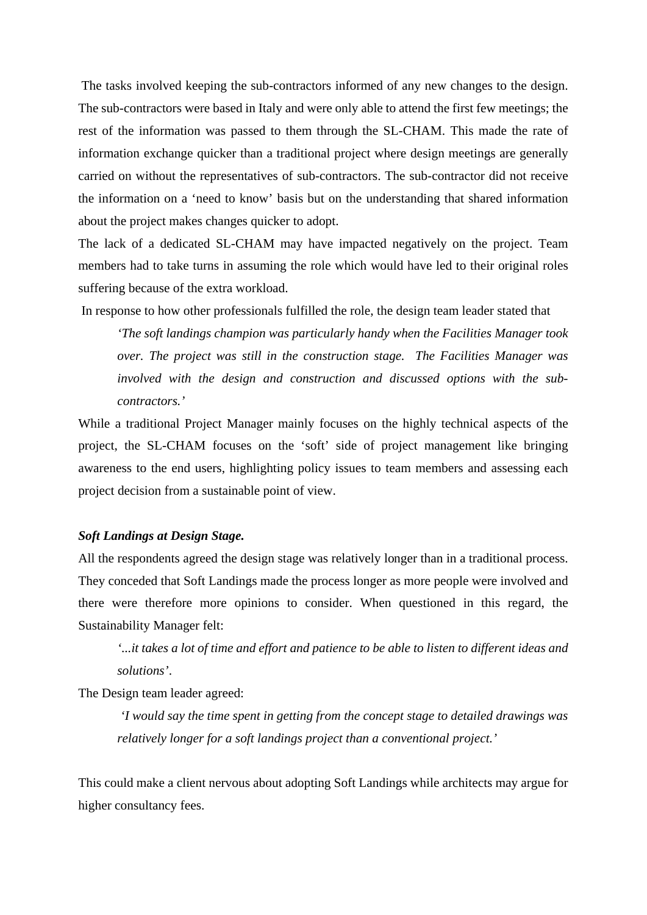The tasks involved keeping the sub-contractors informed of any new changes to the design. The sub-contractors were based in Italy and were only able to attend the first few meetings; the rest of the information was passed to them through the SL-CHAM. This made the rate of information exchange quicker than a traditional project where design meetings are generally carried on without the representatives of sub-contractors. The sub-contractor did not receive the information on a 'need to know' basis but on the understanding that shared information about the project makes changes quicker to adopt.

The lack of a dedicated SL-CHAM may have impacted negatively on the project. Team members had to take turns in assuming the role which would have led to their original roles suffering because of the extra workload.

In response to how other professionals fulfilled the role, the design team leader stated that

> *'The soft landings champion was particularly handy when the Facilities Manager took over. The project was still in the construction stage. The Facilities Manager was involved with the design and construction and discussed options with the sub-contractors.'*

While a traditional Project Manager mainly focuses on the highly technical aspects of the project, the SL-CHAM focuses on the 'soft' side of project management like bringing awareness to the end users, highlighting policy issues to team members and assessing each project decision from a sustainable point of view.

***Soft Landings at Design Stage.***

All the respondents agreed the design stage was relatively longer than in a traditional process. They conceded that Soft Landings made the process longer as more people were involved and there were therefore more opinions to consider. When questioned in this regard, the Sustainability Manager felt:

> *'...it takes a lot of time and effort and patience to be able to listen to different ideas and solutions'.*

The Design team leader agreed:

> *'I would say the time spent in getting from the concept stage to detailed drawings was relatively longer for a soft landings project than a conventional project.'*

This could make a client nervous about adopting Soft Landings while architects may argue for higher consultancy fees.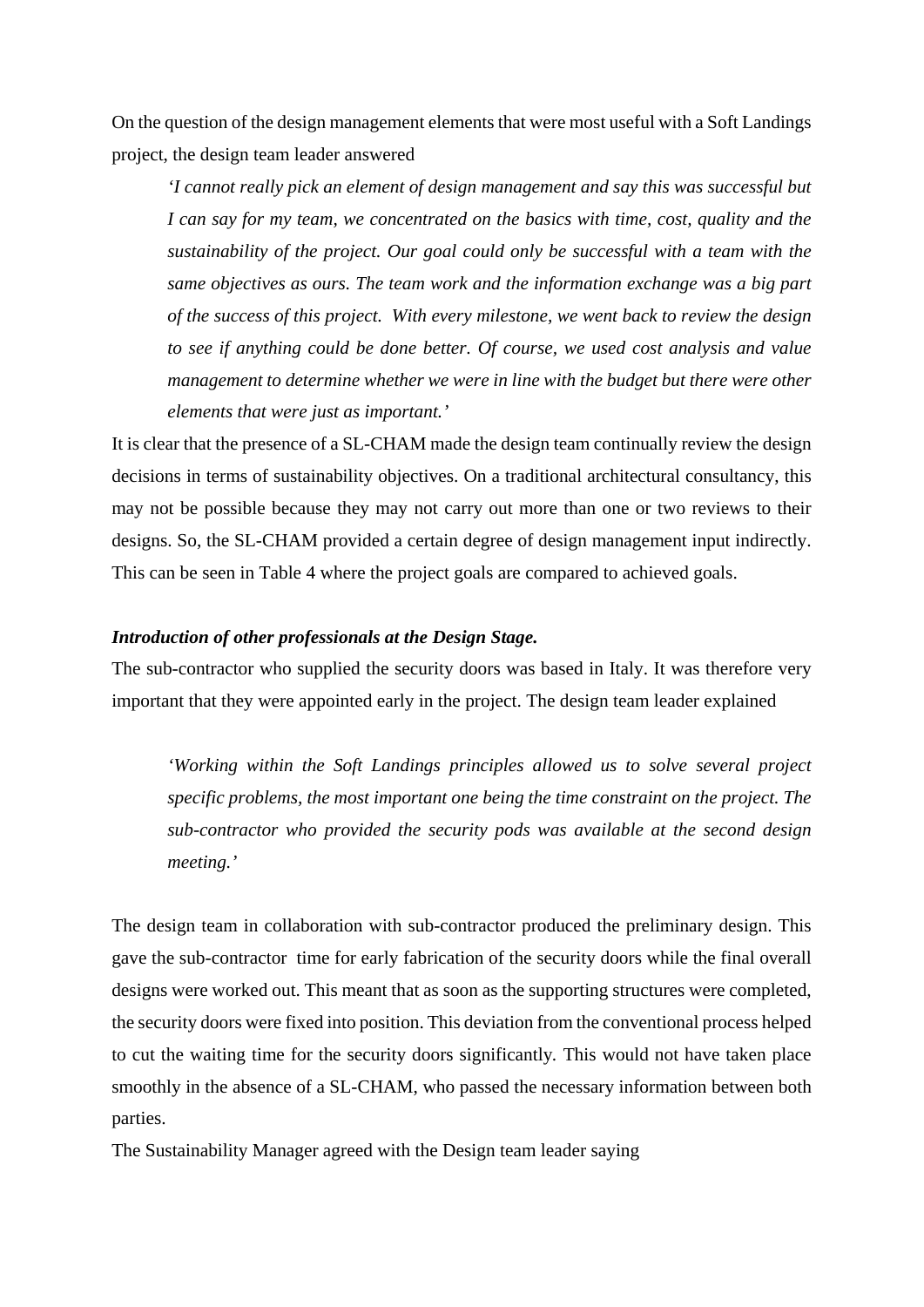On the question of the design management elements that were most useful with a Soft Landings project, the design team leader answered

> *'I cannot really pick an element of design management and say this was successful but I can say for my team, we concentrated on the basics with time, cost, quality and the sustainability of the project. Our goal could only be successful with a team with the same objectives as ours. The team work and the information exchange was a big part of the success of this project. With every milestone, we went back to review the design to see if anything could be done better. Of course, we used cost analysis and value management to determine whether we were in line with the budget but there were other elements that were just as important.'*

It is clear that the presence of a SL-CHAM made the design team continually review the design decisions in terms of sustainability objectives. On a traditional architectural consultancy, this may not be possible because they may not carry out more than one or two reviews to their designs. So, the SL-CHAM provided a certain degree of design management input indirectly. This can be seen in Table 4 where the project goals are compared to achieved goals.

***Introduction of other professionals at the Design Stage.***

The sub-contractor who supplied the security doors was based in Italy. It was therefore very important that they were appointed early in the project. The design team leader explained

> *'Working within the Soft Landings principles allowed us to solve several project specific problems, the most important one being the time constraint on the project. The sub-contractor who provided the security pods was available at the second design meeting.'*

The design team in collaboration with sub-contractor produced the preliminary design. This gave the sub-contractor time for early fabrication of the security doors while the final overall designs were worked out. This meant that as soon as the supporting structures were completed, the security doors were fixed into position. This deviation from the conventional process helped to cut the waiting time for the security doors significantly. This would not have taken place smoothly in the absence of a SL-CHAM, who passed the necessary information between both parties.

The Sustainability Manager agreed with the Design team leader saying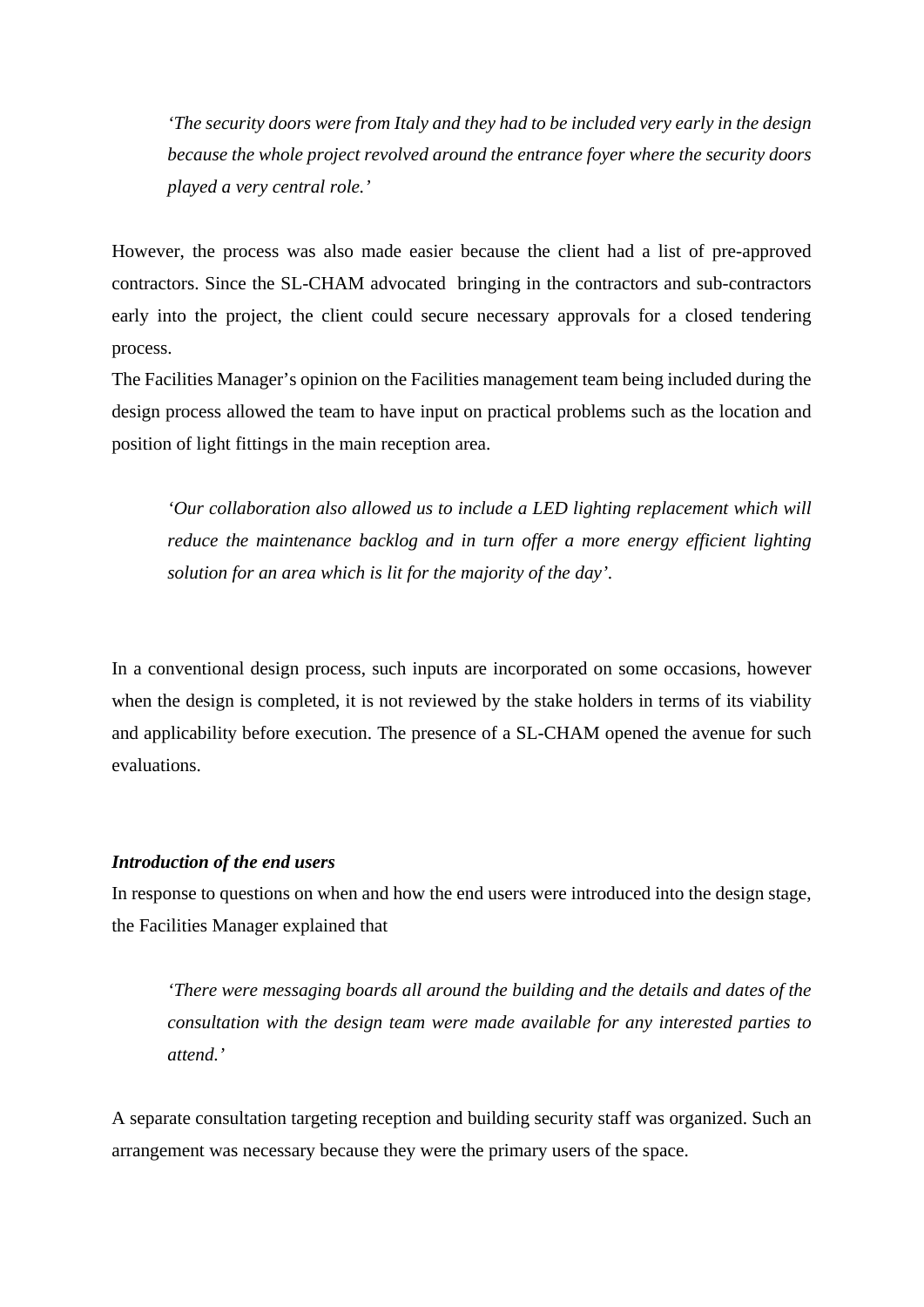> *'The security doors were from Italy and they had to be included very early in the design because the whole project revolved around the entrance foyer where the security doors played a very central role.'*

However, the process was also made easier because the client had a list of pre-approved contractors. Since the SL-CHAM advocated bringing in the contractors and sub-contractors early into the project, the client could secure necessary approvals for a closed tendering process.

The Facilities Manager's opinion on the Facilities management team being included during the design process allowed the team to have input on practical problems such as the location and position of light fittings in the main reception area.

> *'Our collaboration also allowed us to include a LED lighting replacement which will reduce the maintenance backlog and in turn offer a more energy efficient lighting solution for an area which is lit for the majority of the day'*.

In a conventional design process, such inputs are incorporated on some occasions, however when the design is completed, it is not reviewed by the stake holders in terms of its viability and applicability before execution. The presence of a SL-CHAM opened the avenue for such evaluations.

***Introduction of the end users***

In response to questions on when and how the end users were introduced into the design stage, the Facilities Manager explained that

> *'There were messaging boards all around the building and the details and dates of the consultation with the design team were made available for any interested parties to attend.'*

A separate consultation targeting reception and building security staff was organized. Such an arrangement was necessary because they were the primary users of the space.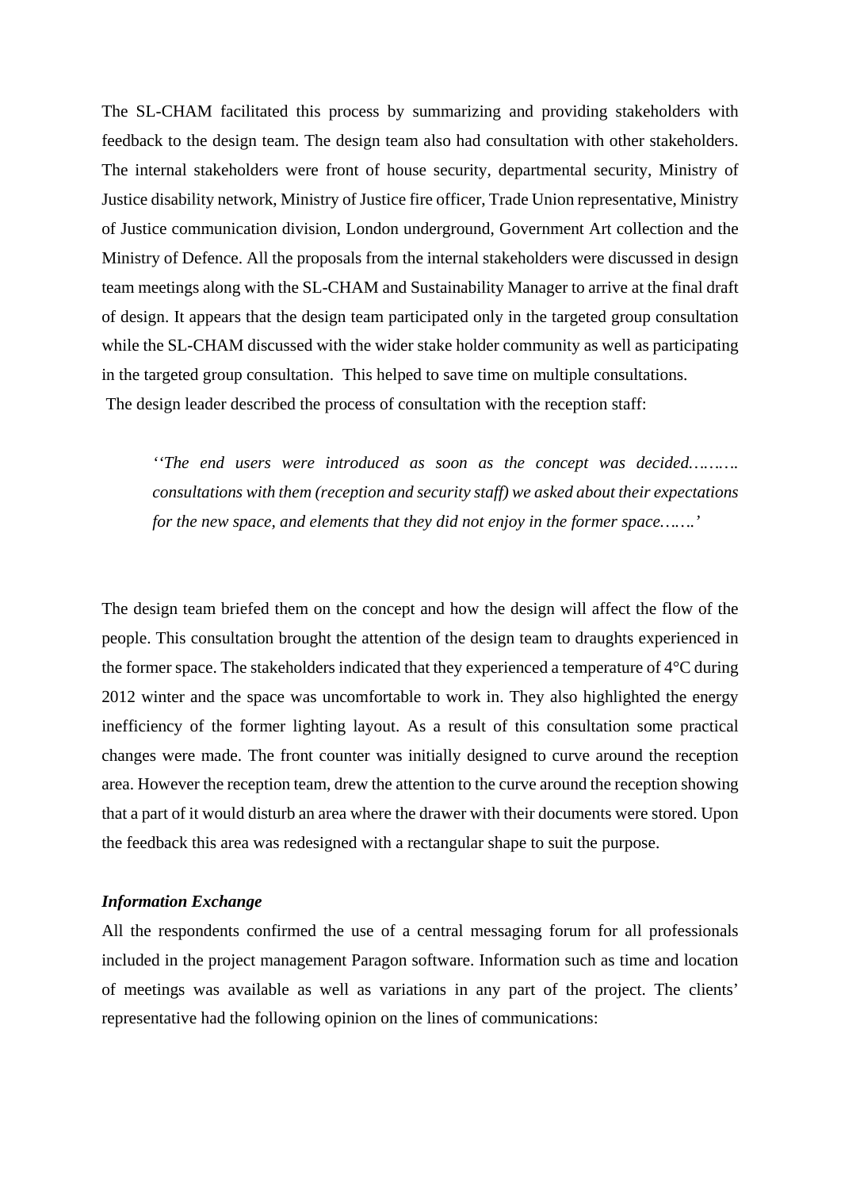The SL-CHAM facilitated this process by summarizing and providing stakeholders with feedback to the design team. The design team also had consultation with other stakeholders. The internal stakeholders were front of house security, departmental security, Ministry of Justice disability network, Ministry of Justice fire officer, Trade Union representative, Ministry of Justice communication division, London underground, Government Art collection and the Ministry of Defence. All the proposals from the internal stakeholders were discussed in design team meetings along with the SL-CHAM and Sustainability Manager to arrive at the final draft of design. It appears that the design team participated only in the targeted group consultation while the SL-CHAM discussed with the wider stake holder community as well as participating in the targeted group consultation. This helped to save time on multiple consultations.

The design leader described the process of consultation with the reception staff:

> *''The end users were introduced as soon as the concept was decided………. consultations with them (reception and security staff) we asked about their expectations for the new space, and elements that they did not enjoy in the former space…….'*

The design team briefed them on the concept and how the design will affect the flow of the people. This consultation brought the attention of the design team to draughts experienced in the former space. The stakeholders indicated that they experienced a temperature of 4°C during 2012 winter and the space was uncomfortable to work in. They also highlighted the energy inefficiency of the former lighting layout. As a result of this consultation some practical changes were made. The front counter was initially designed to curve around the reception area. However the reception team, drew the attention to the curve around the reception showing that a part of it would disturb an area where the drawer with their documents were stored. Upon the feedback this area was redesigned with a rectangular shape to suit the purpose.

***Information Exchange***

All the respondents confirmed the use of a central messaging forum for all professionals included in the project management Paragon software. Information such as time and location of meetings was available as well as variations in any part of the project. The clients' representative had the following opinion on the lines of communications: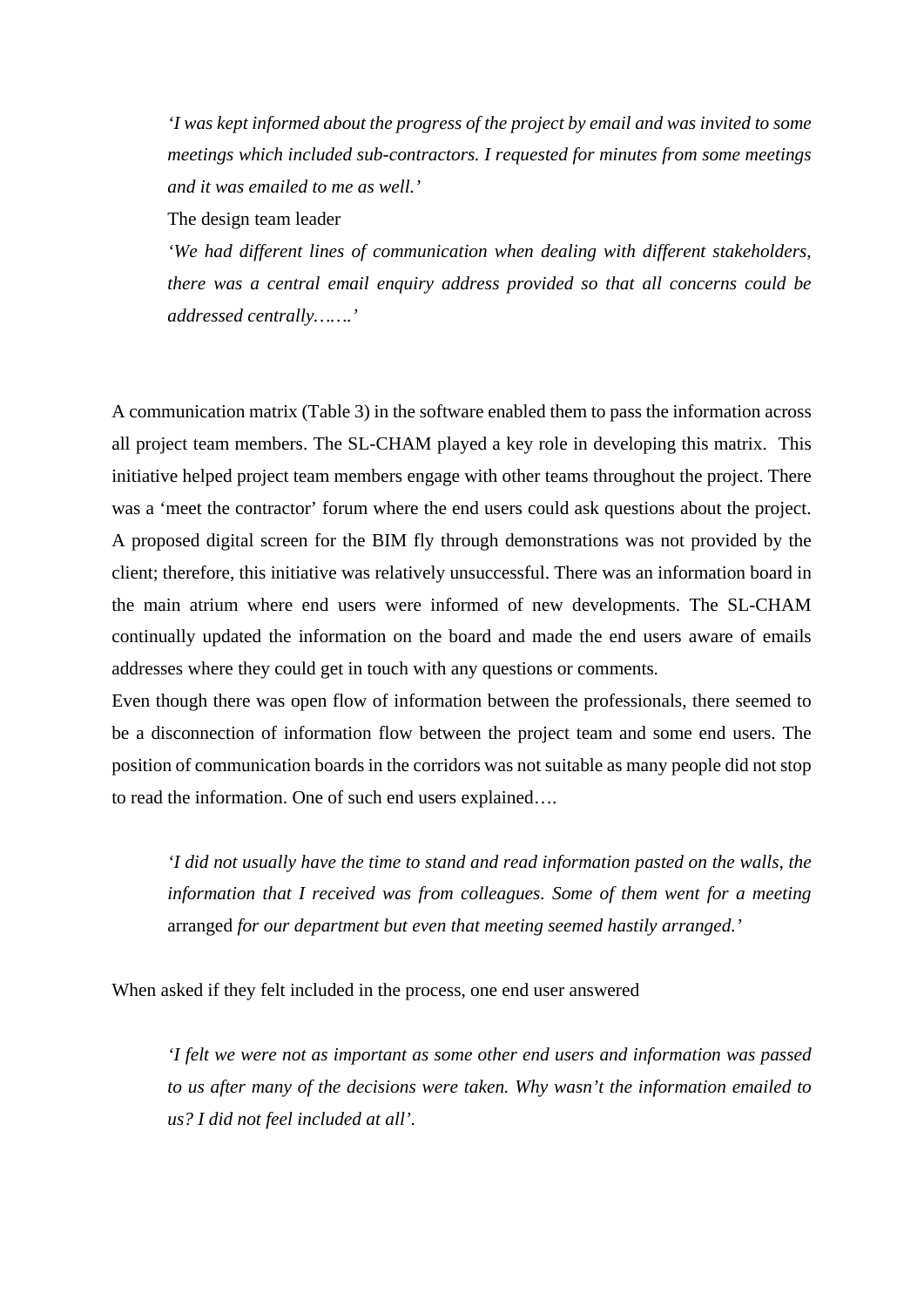> *'I was kept informed about the progress of the project by email and was invited to some meetings which included sub-contractors. I requested for minutes from some meetings and it was emailed to me as well.'*
>
> The design team leader
>
> *'We had different lines of communication when dealing with different stakeholders, there was a central email enquiry address provided so that all concerns could be addressed centrally…….'*

A communication matrix (Table 3) in the software enabled them to pass the information across all project team members. The SL-CHAM played a key role in developing this matrix. This initiative helped project team members engage with other teams throughout the project. There was a 'meet the contractor' forum where the end users could ask questions about the project. A proposed digital screen for the BIM fly through demonstrations was not provided by the client; therefore, this initiative was relatively unsuccessful. There was an information board in the main atrium where end users were informed of new developments. The SL-CHAM continually updated the information on the board and made the end users aware of emails addresses where they could get in touch with any questions or comments.

Even though there was open flow of information between the professionals, there seemed to be a disconnection of information flow between the project team and some end users. The position of communication boards in the corridors was not suitable as many people did not stop to read the information. One of such end users explained….

> *'I did not usually have the time to stand and read information pasted on the walls, the information that I received was from colleagues. Some of them went for a meeting* arranged *for our department but even that meeting seemed hastily arranged.'*

When asked if they felt included in the process, one end user answered

> *'I felt we were not as important as some other end users and information was passed to us after many of the decisions were taken. Why wasn't the information emailed to us? I did not feel included at all'.*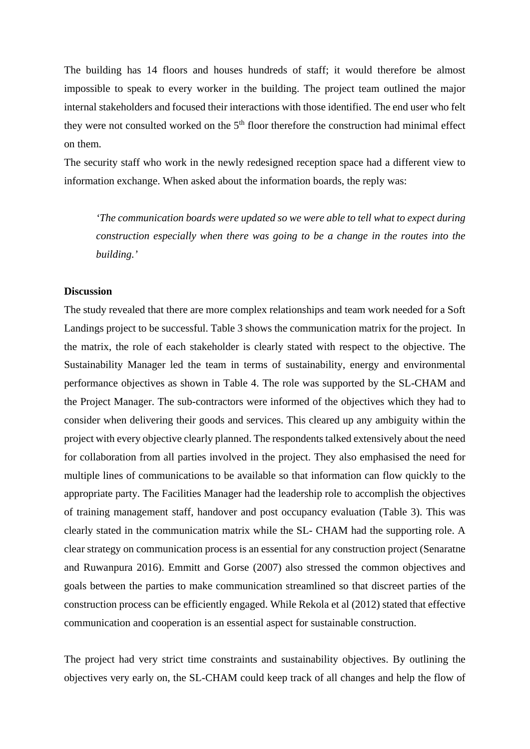The building has 14 floors and houses hundreds of staff; it would therefore be almost impossible to speak to every worker in the building. The project team outlined the major internal stakeholders and focused their interactions with those identified. The end user who felt they were not consulted worked on the 5th floor therefore the construction had minimal effect on them.

The security staff who work in the newly redesigned reception space had a different view to information exchange. When asked about the information boards, the reply was:

> *'The communication boards were updated so we were able to tell what to expect during construction especially when there was going to be a change in the routes into the building.'*

**Discussion**

The study revealed that there are more complex relationships and team work needed for a Soft Landings project to be successful. Table 3 shows the communication matrix for the project. In the matrix, the role of each stakeholder is clearly stated with respect to the objective. The Sustainability Manager led the team in terms of sustainability, energy and environmental performance objectives as shown in Table 4. The role was supported by the SL-CHAM and the Project Manager. The sub-contractors were informed of the objectives which they had to consider when delivering their goods and services. This cleared up any ambiguity within the project with every objective clearly planned. The respondents talked extensively about the need for collaboration from all parties involved in the project. They also emphasised the need for multiple lines of communications to be available so that information can flow quickly to the appropriate party. The Facilities Manager had the leadership role to accomplish the objectives of training management staff, handover and post occupancy evaluation (Table 3). This was clearly stated in the communication matrix while the SL- CHAM had the supporting role. A clear strategy on communication process is an essential for any construction project (Senaratne and Ruwanpura 2016). Emmitt and Gorse (2007) also stressed the common objectives and goals between the parties to make communication streamlined so that discreet parties of the construction process can be efficiently engaged. While Rekola et al (2012) stated that effective communication and cooperation is an essential aspect for sustainable construction.

The project had very strict time constraints and sustainability objectives. By outlining the objectives very early on, the SL-CHAM could keep track of all changes and help the flow of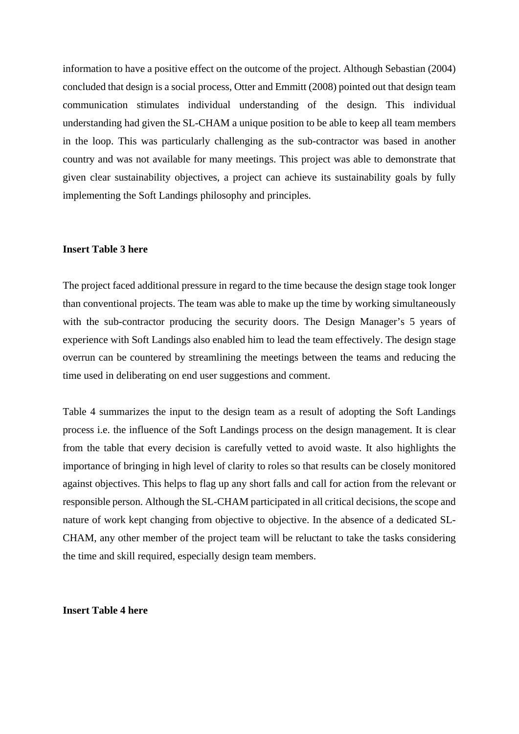information to have a positive effect on the outcome of the project. Although Sebastian (2004) concluded that design is a social process, Otter and Emmitt (2008) pointed out that design team communication stimulates individual understanding of the design. This individual understanding had given the SL-CHAM a unique position to be able to keep all team members in the loop. This was particularly challenging as the sub-contractor was based in another country and was not available for many meetings. This project was able to demonstrate that given clear sustainability objectives, a project can achieve its sustainability goals by fully implementing the Soft Landings philosophy and principles.

**Insert Table 3 here**

The project faced additional pressure in regard to the time because the design stage took longer than conventional projects. The team was able to make up the time by working simultaneously with the sub-contractor producing the security doors. The Design Manager's 5 years of experience with Soft Landings also enabled him to lead the team effectively. The design stage overrun can be countered by streamlining the meetings between the teams and reducing the time used in deliberating on end user suggestions and comment.

Table 4 summarizes the input to the design team as a result of adopting the Soft Landings process i.e. the influence of the Soft Landings process on the design management. It is clear from the table that every decision is carefully vetted to avoid waste. It also highlights the importance of bringing in high level of clarity to roles so that results can be closely monitored against objectives. This helps to flag up any short falls and call for action from the relevant or responsible person. Although the SL-CHAM participated in all critical decisions, the scope and nature of work kept changing from objective to objective. In the absence of a dedicated SL-CHAM, any other member of the project team will be reluctant to take the tasks considering the time and skill required, especially design team members.

**Insert Table 4 here**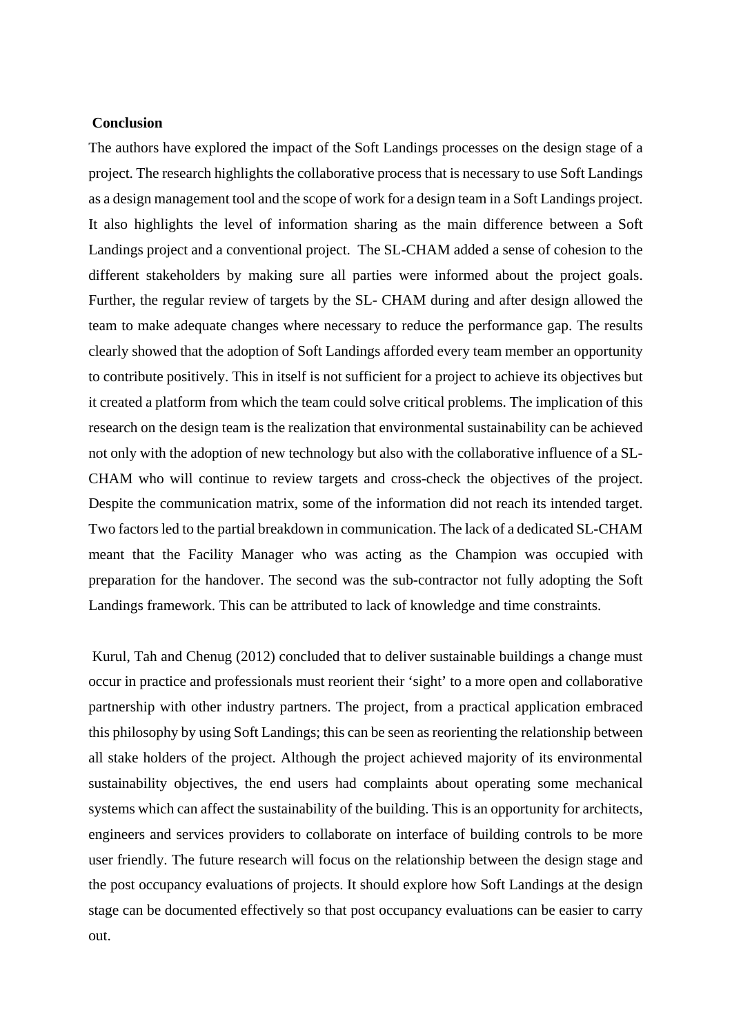**Conclusion**

The authors have explored the impact of the Soft Landings processes on the design stage of a project. The research highlights the collaborative process that is necessary to use Soft Landings as a design management tool and the scope of work for a design team in a Soft Landings project. It also highlights the level of information sharing as the main difference between a Soft Landings project and a conventional project. The SL-CHAM added a sense of cohesion to the different stakeholders by making sure all parties were informed about the project goals. Further, the regular review of targets by the SL- CHAM during and after design allowed the team to make adequate changes where necessary to reduce the performance gap. The results clearly showed that the adoption of Soft Landings afforded every team member an opportunity to contribute positively. This in itself is not sufficient for a project to achieve its objectives but it created a platform from which the team could solve critical problems. The implication of this research on the design team is the realization that environmental sustainability can be achieved not only with the adoption of new technology but also with the collaborative influence of a SL-CHAM who will continue to review targets and cross-check the objectives of the project. Despite the communication matrix, some of the information did not reach its intended target. Two factors led to the partial breakdown in communication. The lack of a dedicated SL-CHAM meant that the Facility Manager who was acting as the Champion was occupied with preparation for the handover. The second was the sub-contractor not fully adopting the Soft Landings framework. This can be attributed to lack of knowledge and time constraints.

Kurul, Tah and Chenug (2012) concluded that to deliver sustainable buildings a change must occur in practice and professionals must reorient their 'sight' to a more open and collaborative partnership with other industry partners. The project, from a practical application embraced this philosophy by using Soft Landings; this can be seen as reorienting the relationship between all stake holders of the project. Although the project achieved majority of its environmental sustainability objectives, the end users had complaints about operating some mechanical systems which can affect the sustainability of the building. This is an opportunity for architects, engineers and services providers to collaborate on interface of building controls to be more user friendly. The future research will focus on the relationship between the design stage and the post occupancy evaluations of projects. It should explore how Soft Landings at the design stage can be documented effectively so that post occupancy evaluations can be easier to carry out.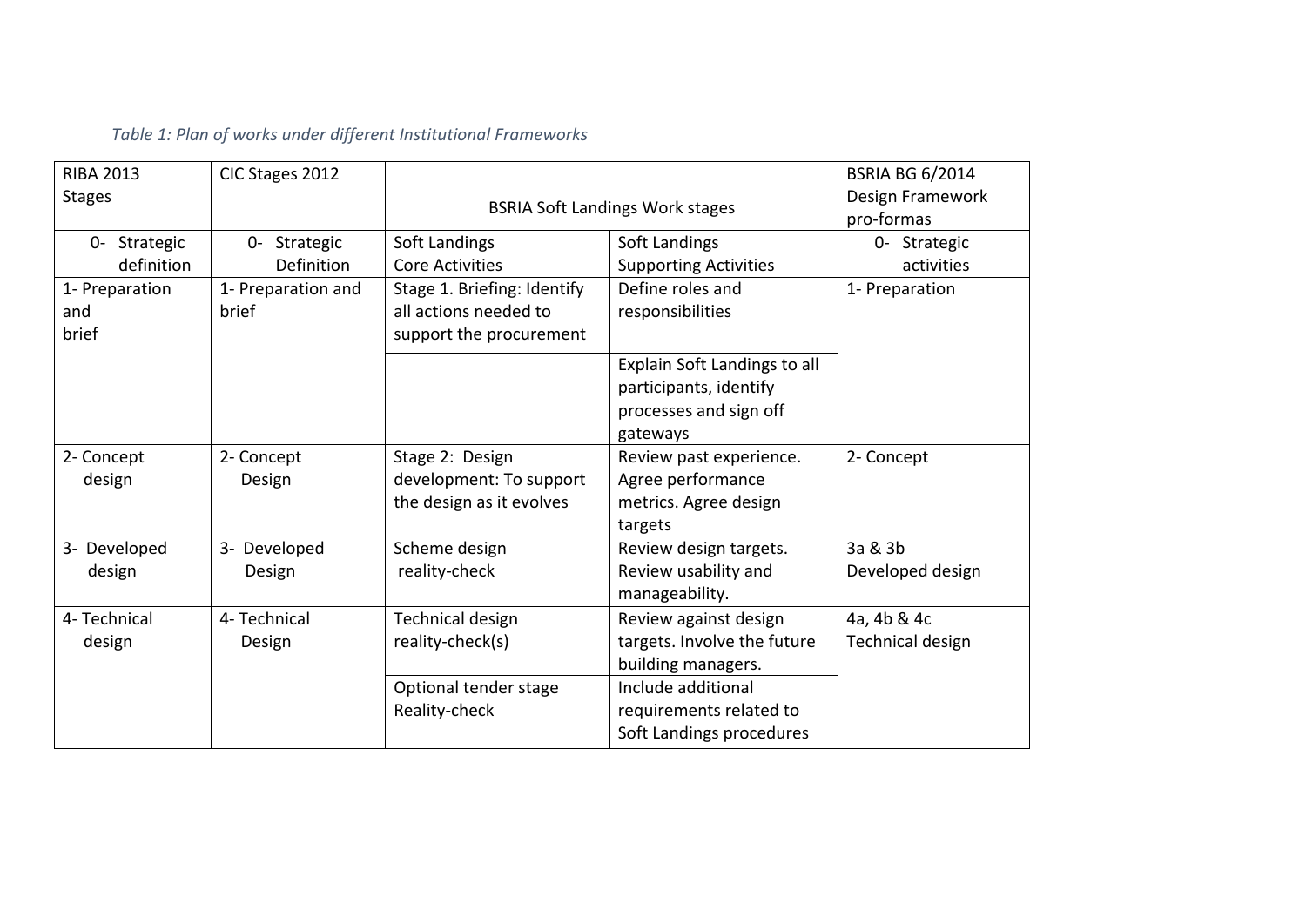*Table 1: Plan of works under different Institutional Frameworks*

| RIBA 2013 Stages | CIC Stages 2012 | BSRIA Soft Landings Work stages | | BSRIA BG 6/2014 Design Framework pro-formas |
|---|---|---|---|---|
| 0- Strategic definition | 0- Strategic Definition | Soft Landings Core Activities | Soft Landings Supporting Activities | 0- Strategic activities |
| 1- Preparation and brief | 1- Preparation and brief | Stage 1. Briefing: Identify all actions needed to support the procurement | Define roles and responsibilities | 1- Preparation |
| | | | Explain Soft Landings to all participants, identify processes and sign off gateways | |
| 2- Concept design | 2- Concept Design | Stage 2: Design development: To support the design as it evolves | Review past experience. Agree performance metrics. Agree design targets | 2- Concept |
| 3- Developed design | 3- Developed Design | Scheme design reality-check | Review design targets. Review usability and manageability. | 3a & 3b Developed design |
| 4- Technical design | 4- Technical Design | Technical design reality-check(s) | Review against design targets. Involve the future building managers. | 4a, 4b & 4c Technical design |
| | | Optional tender stage Reality-check | Include additional requirements related to Soft Landings procedures | |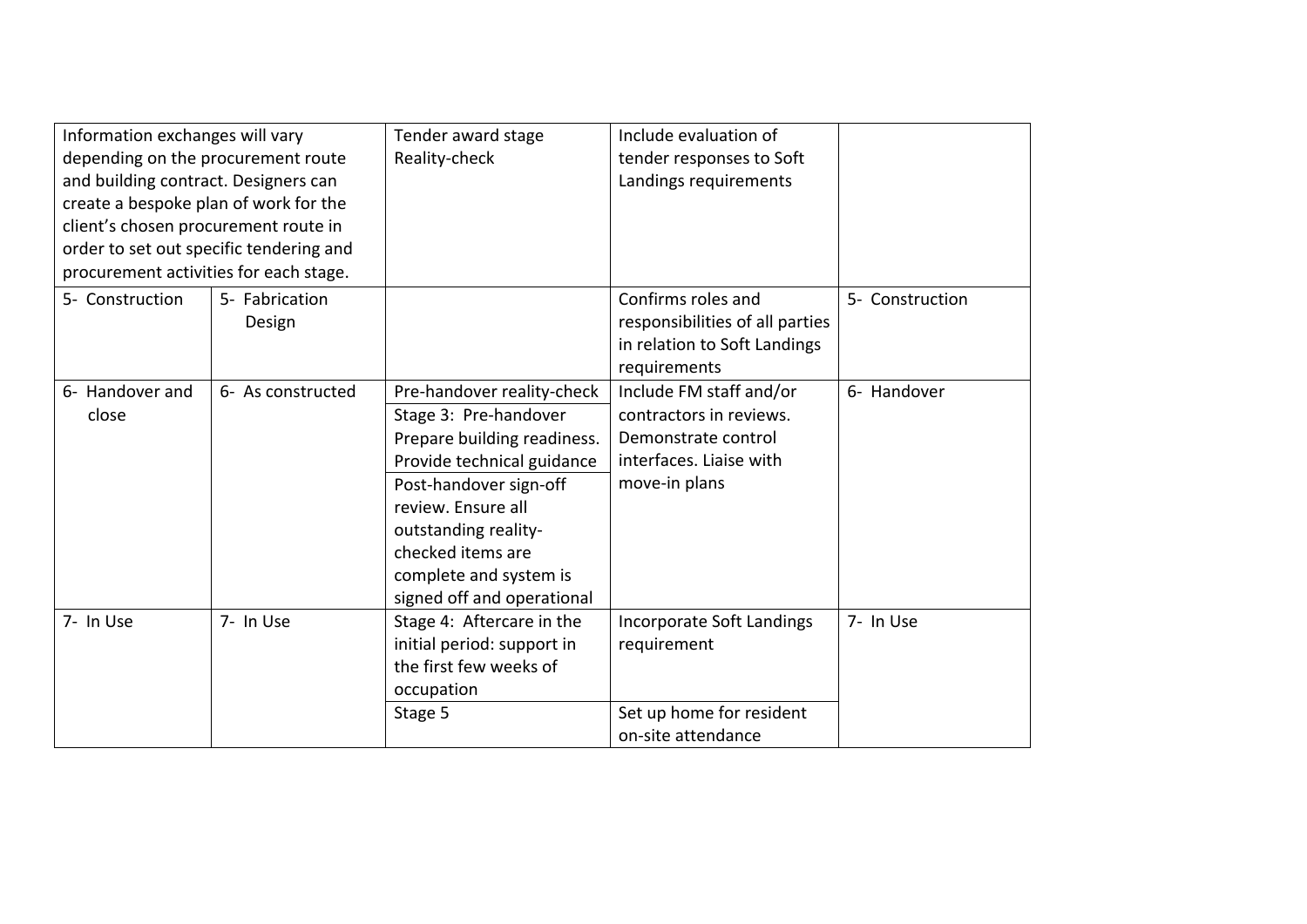| | | | | |
|---|---|---|---|---|
| Information exchanges will vary depending on the procurement route and building contract. Designers can create a bespoke plan of work for the client's chosen procurement route in order to set out specific tendering and procurement activities for each stage. | | Tender award stage Reality-check | Include evaluation of tender responses to Soft Landings requirements | |
| 5- Construction | 5- Fabrication Design | | Confirms roles and responsibilities of all parties in relation to Soft Landings requirements | 5- Construction |
| 6- Handover and close | 6- As constructed | Pre-handover reality-check | Include FM staff and/or contractors in reviews. Demonstrate control interfaces. Liaise with move-in plans | 6- Handover |
| | | Stage 3: Pre-handover Prepare building readiness. Provide technical guidance | | |
| | | Post-handover sign-off review. Ensure all outstanding reality-checked items are complete and system is signed off and operational | | |
| 7- In Use | 7- In Use | Stage 4: Aftercare in the initial period: support in the first few weeks of occupation | Incorporate Soft Landings requirement | 7- In Use |
| | | Stage 5 | Set up home for resident on-site attendance | |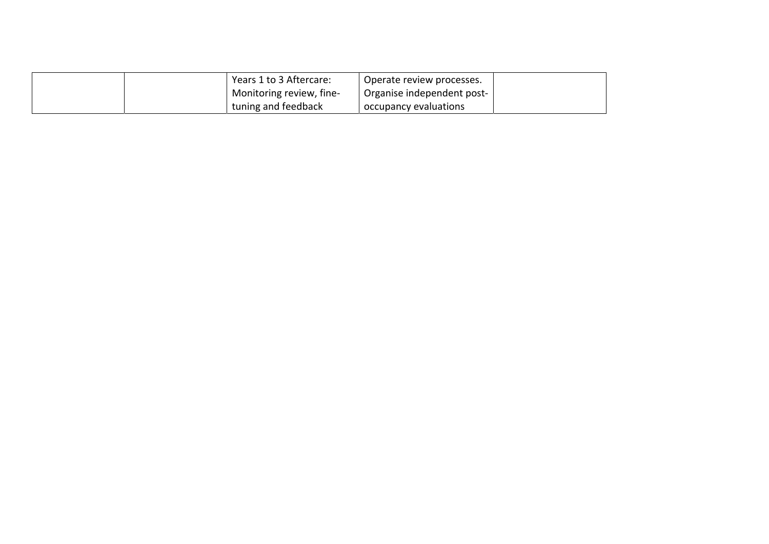| | | | | |
|---|---|---|---|---|
| | | Years 1 to 3 Aftercare: Monitoring review, fine-tuning and feedback | Operate review processes. Organise independent post-occupancy evaluations | |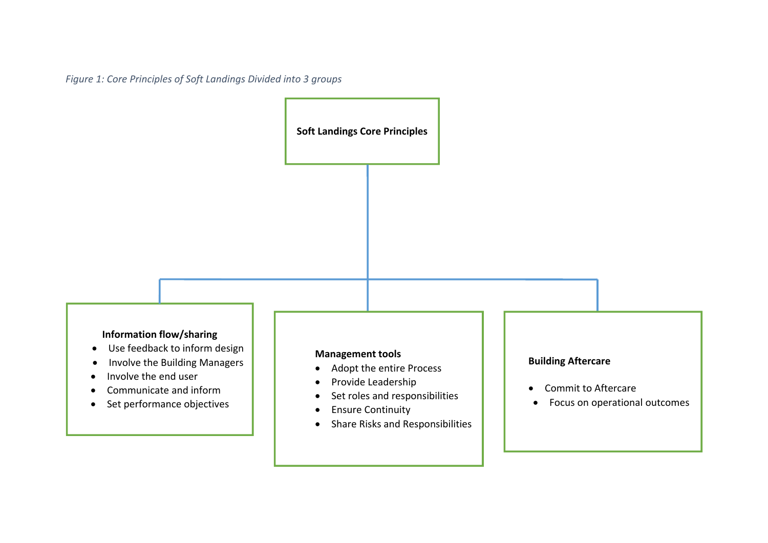*Figure 1: Core Principles of Soft Landings Divided into 3 groups*

**Soft Landings Core Principles**

**Information flow/sharing**

- Use feedback to inform design
- Involve the Building Managers
- Involve the end user
- Communicate and inform
- Set performance objectives

**Management tools**

- Adopt the entire Process
- Provide Leadership
- Set roles and responsibilities
- Ensure Continuity
- Share Risks and Responsibilities

**Building Aftercare**

- Commit to Aftercare
- Focus on operational outcomes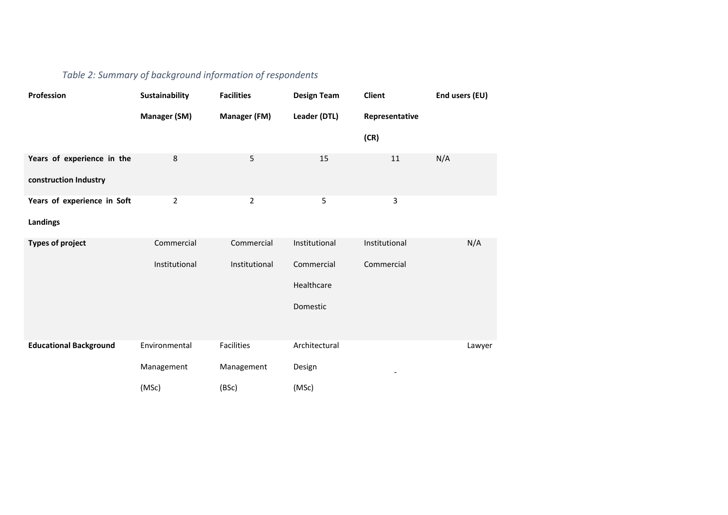*Table 2: Summary of background information of respondents*

| Profession | Sustainability Manager (SM) | Facilities Manager (FM) | Design Team Leader (DTL) | Client Representative (CR) | End users (EU) |
|---|---|---|---|---|---|
| **Years of experience in the construction Industry** | 8 | 5 | 15 | 11 | N/A |
| **Years of experience in Soft Landings** | 2 | 2 | 5 | 3 | |
| **Types of project** | Commercial Institutional | Commercial Institutional | Institutional Commercial Healthcare Domestic | Institutional Commercial | N/A |
| **Educational Background** | Environmental Management (MSc) | Facilities Management (BSc) | Architectural Design (MSc) | - | Lawyer |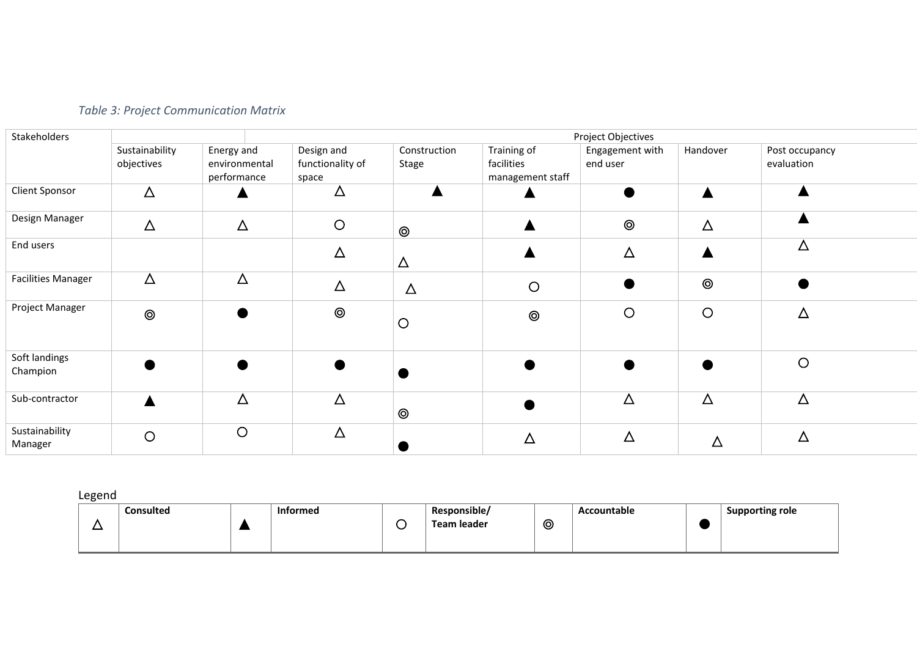*Table 3: Project Communication Matrix*

| Stakeholders | Project Objectives | | | | | | | |
|---|---|---|---|---|---|---|---|---|
| | Sustainability objectives | Energy and environmental performance | Design and functionality of space | Construction Stage | Training of facilities management staff | Engagement with end user | Handover | Post occupancy evaluation |
| Client Sponsor | △ | ▲ | △ | ▲ | ▲ | ● | ▲ | ▲ |
| Design Manager | △ | △ | ○ | ◎ | ▲ | ◎ | △ | ▲ |
| End users | | | △ | △ | ▲ | △ | ▲ | △ |
| Facilities Manager | △ | △ | △ | △ | ○ | ● | ◎ | ● |
| Project Manager | ◎ | ● | ◎ | ○ | ◎ | ○ | ○ | △ |
| Soft landings Champion | ● | ● | ● | ● | ● | ● | ● | ○ |
| Sub-contractor | ▲ | △ | △ | ◎ | ● | △ | △ | △ |
| Sustainability Manager | ○ | ○ | △ | ● | △ | △ | △ | △ |

Legend

| | | | | | | | | | |
|---|---|---|---|---|---|---|---|---|---|
| △ | **Consulted** | ▲ | **Informed** | ○ | **Responsible/ Team leader** | ◎ | **Accountable** | ● | **Supporting role** |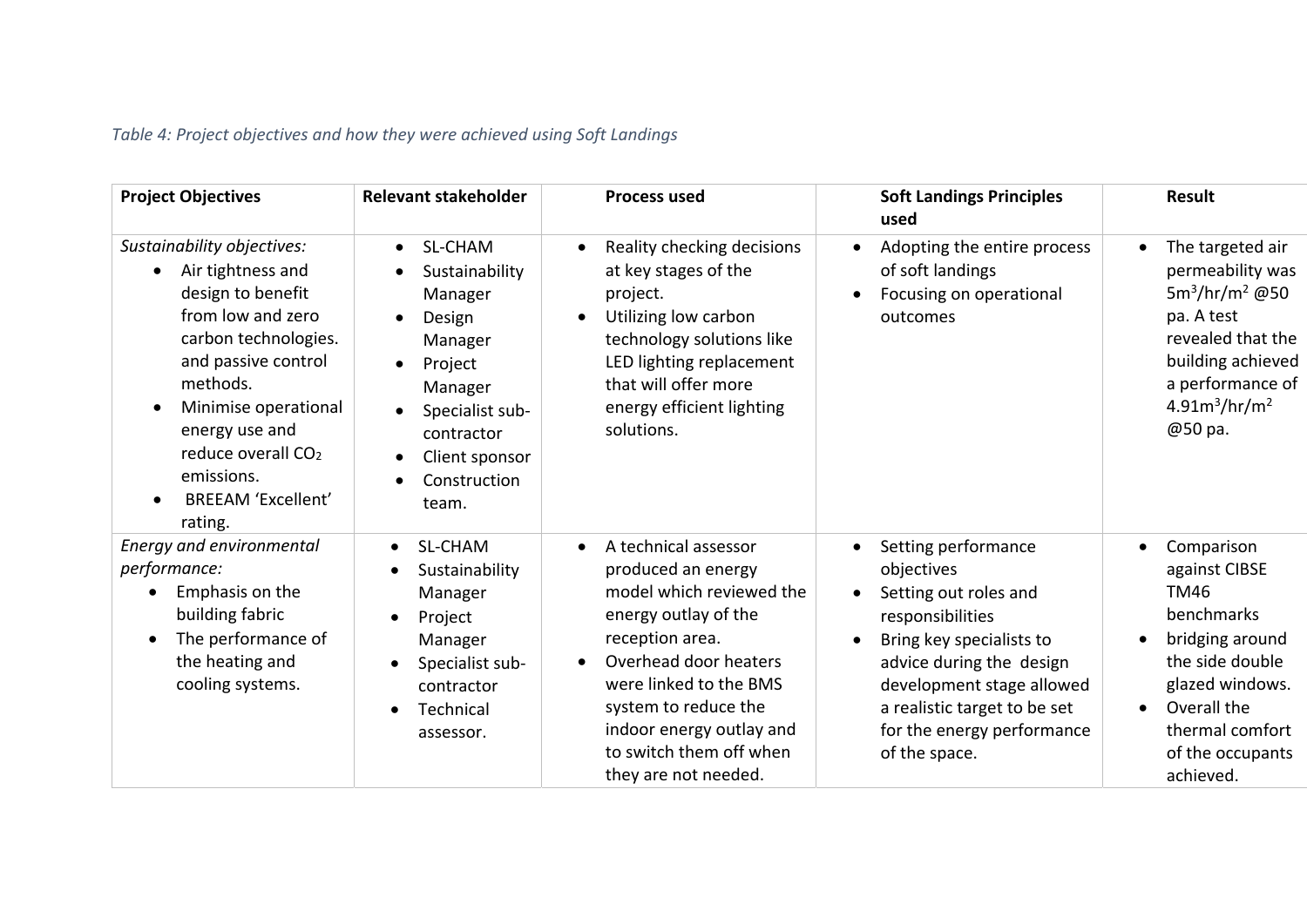*Table 4: Project objectives and how they were achieved using Soft Landings*

| Project Objectives | Relevant stakeholder | Process used | Soft Landings Principles used | Result |
|---|---|---|---|---|
| *Sustainability objectives:*<br>• Air tightness and design to benefit from low and zero carbon technologies. and passive control methods.<br>• Minimise operational energy use and reduce overall $CO_2$ emissions.<br>• BREEAM 'Excellent' rating. | • SL-CHAM<br>• Sustainability Manager<br>• Design Manager<br>• Project Manager<br>• Specialist sub-contractor<br>• Client sponsor<br>• Construction team. | • Reality checking decisions at key stages of the project.<br>• Utilizing low carbon technology solutions like LED lighting replacement that will offer more energy efficient lighting solutions. | • Adopting the entire process of soft landings<br>• Focusing on operational outcomes | • The targeted air permeability was $5m^3/hr/m^2$ @50 pa. A test revealed that the building achieved a performance of $4.91m^3/hr/m^2$ @50 pa. |
| *Energy and environmental performance:*<br>• Emphasis on the building fabric<br>• The performance of the heating and cooling systems. | • SL-CHAM<br>• Sustainability Manager<br>• Project Manager<br>• Specialist sub-contractor<br>• Technical assessor. | • A technical assessor produced an energy model which reviewed the energy outlay of the reception area.<br>• Overhead door heaters were linked to the BMS system to reduce the indoor energy outlay and to switch them off when they are not needed. | • Setting performance objectives<br>• Setting out roles and responsibilities<br>• Bring key specialists to advice during the design development stage allowed a realistic target to be set for the energy performance of the space. | • Comparison against CIBSE TM46 benchmarks<br>• bridging around the side double glazed windows.<br>• Overall the thermal comfort of the occupants achieved. |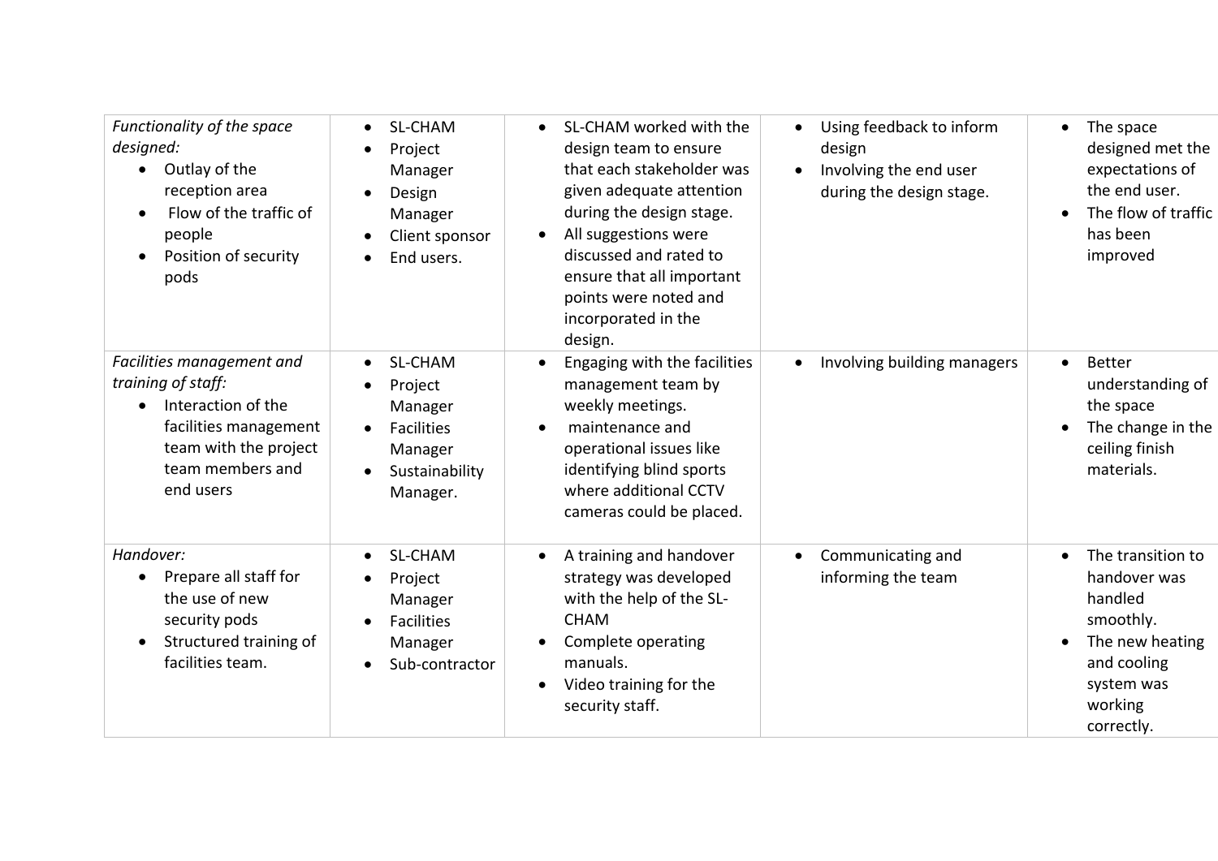| *Functionality of the space designed:* <br>• Outlay of the reception area <br>• Flow of the traffic of people <br>• Position of security pods | • SL-CHAM <br>• Project Manager <br>• Design Manager <br>• Client sponsor <br>• End users. | • SL-CHAM worked with the design team to ensure that each stakeholder was given adequate attention during the design stage. <br>• All suggestions were discussed and rated to ensure that all important points were noted and incorporated in the design. | • Using feedback to inform design <br>• Involving the end user during the design stage. | • The space designed met the expectations of the end user. <br>• The flow of traffic has been improved |
|---|---|---|---|---|
| *Facilities management and training of staff:* <br>• Interaction of the facilities management team with the project team members and end users | • SL-CHAM <br>• Project Manager <br>• Facilities Manager <br>• Sustainability Manager. | • Engaging with the facilities management team by weekly meetings. <br>• maintenance and operational issues like identifying blind sports where additional CCTV cameras could be placed. | • Involving building managers | • Better understanding of the space <br>• The change in the ceiling finish materials. |
| *Handover:* <br>• Prepare all staff for the use of new security pods <br>• Structured training of facilities team. | • SL-CHAM <br>• Project Manager <br>• Facilities Manager <br>• Sub-contractor | • A training and handover strategy was developed with the help of the SL-CHAM <br>• Complete operating manuals. <br>• Video training for the security staff. | • Communicating and informing the team | • The transition to handover was handled smoothly. <br>• The new heating and cooling system was working correctly. |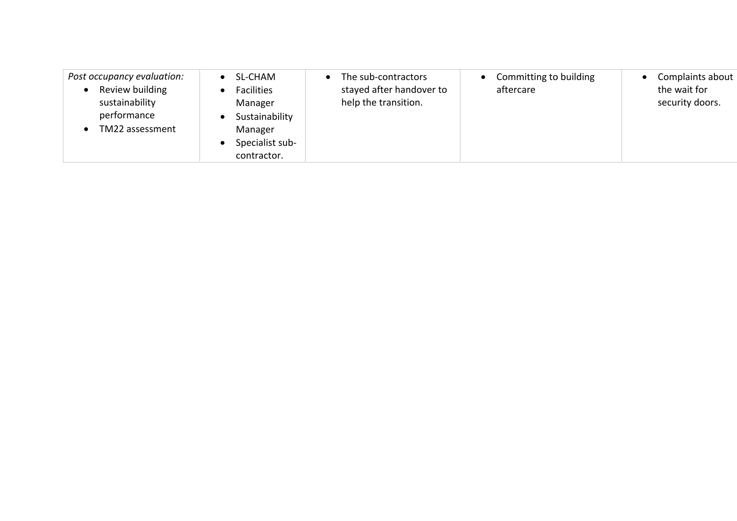| | | | | |
|---|---|---|---|---|
| *Post occupancy evaluation:*<br>• Review building sustainability performance<br>• TM22 assessment | • SL-CHAM<br>• Facilities Manager<br>• Sustainability Manager<br>• Specialist sub-contractor. | • The sub-contractors stayed after handover to help the transition. | • Committing to building aftercare | • Complaints about the wait for security doors. |